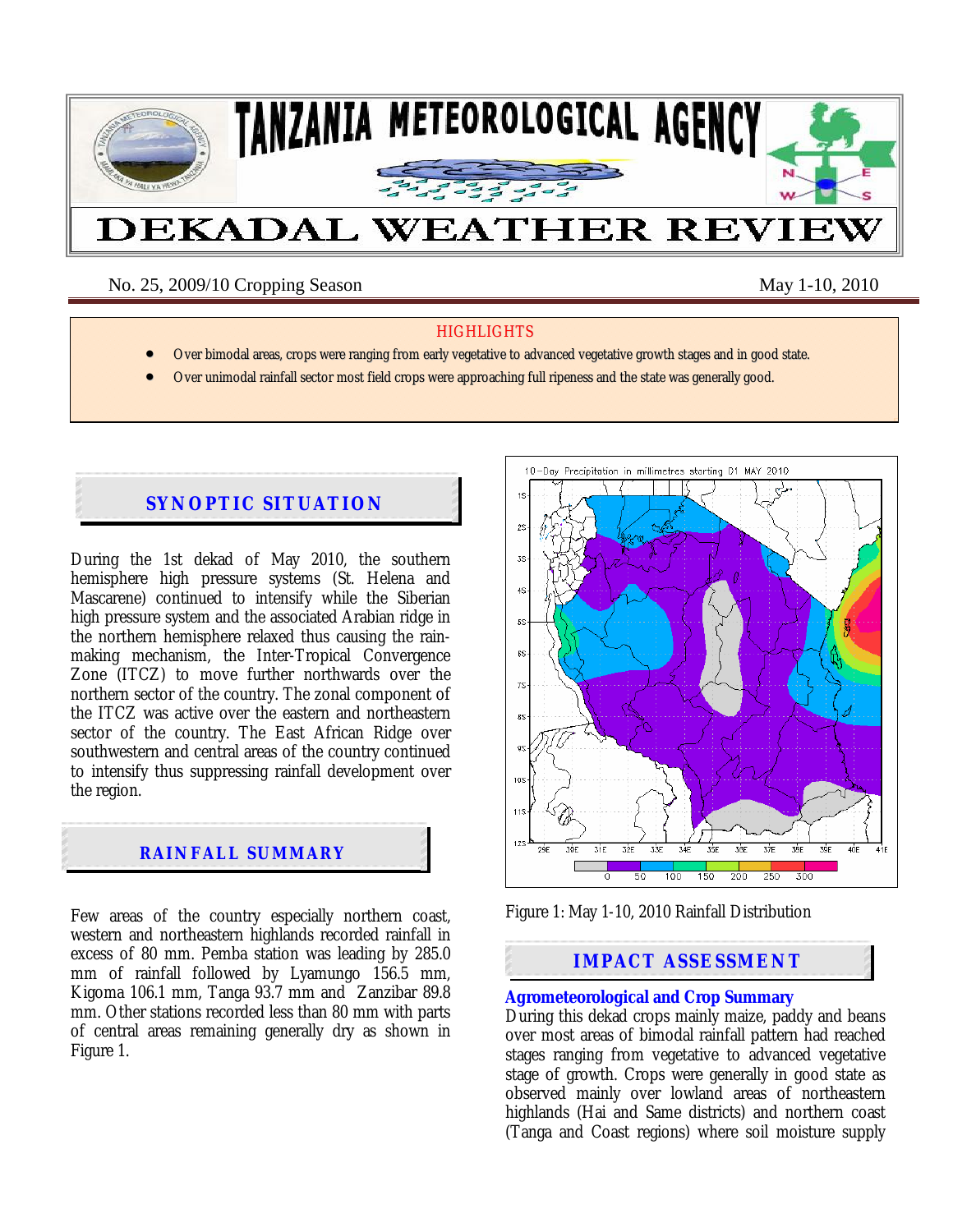# TANZANIA METEOROLOGICAL AGENCY

# DEKADAL WEATHER REVIEW

No. 25, 2009/10 Cropping Season May 1-10, 2010

**HIGHLIGHTS**

- Over bimodal areas, crops were ranging from early vegetative to advanced vegetative growth stages and in good state.
- Over unimodal rainfall sector most field crops were approaching full ripeness and the state was generally good.

## SYNOPTIC SITUATION

During the 1st dekad of May 2010, the southern hemisphere high pressure systems (St. Helena and Mascarene) continued to intensify while the Siberian high pressure system and the associated Arabian ridge in the northern hemisphere relaxed thus causing the rain-making mechanism, the Inter-Tropical Convergence Zone (ITCZ) to move further northwards over the northern sector of the country. The zonal component of the ITCZ was active over the eastern and northeastern sector of the country. The East African Ridge over southwestern and central areas of the country continued to intensify thus suppressing rainfall development over the region.

## RAINFALL SUMMARY

Few areas of the country especially northern coast, western and northeastern highlands recorded rainfall in excess of 80 mm. Pemba station was leading by 285.0 mm of rainfall followed by Lyamungo 156.5 mm, Kigoma 106.1 mm, Tanga 93.7 mm and Zanzibar 89.8 mm. Other stations recorded less than 80 mm with parts of central areas remaining generally dry as shown in Figure 1.

Figure 1: May 1-10, 2010 Rainfall Distribution

## IMPACT ASSESSMENT

### Agrometeorological and Crop Summary

During this dekad crops mainly maize, paddy and beans over most areas of bimodal rainfall pattern had reached stages ranging from vegetative to advanced vegetative stage of growth. Crops were generally in good state as observed mainly over lowland areas of northeastern highlands (Hai and Same districts) and northern coast (Tanga and Coast regions) where soil moisture supply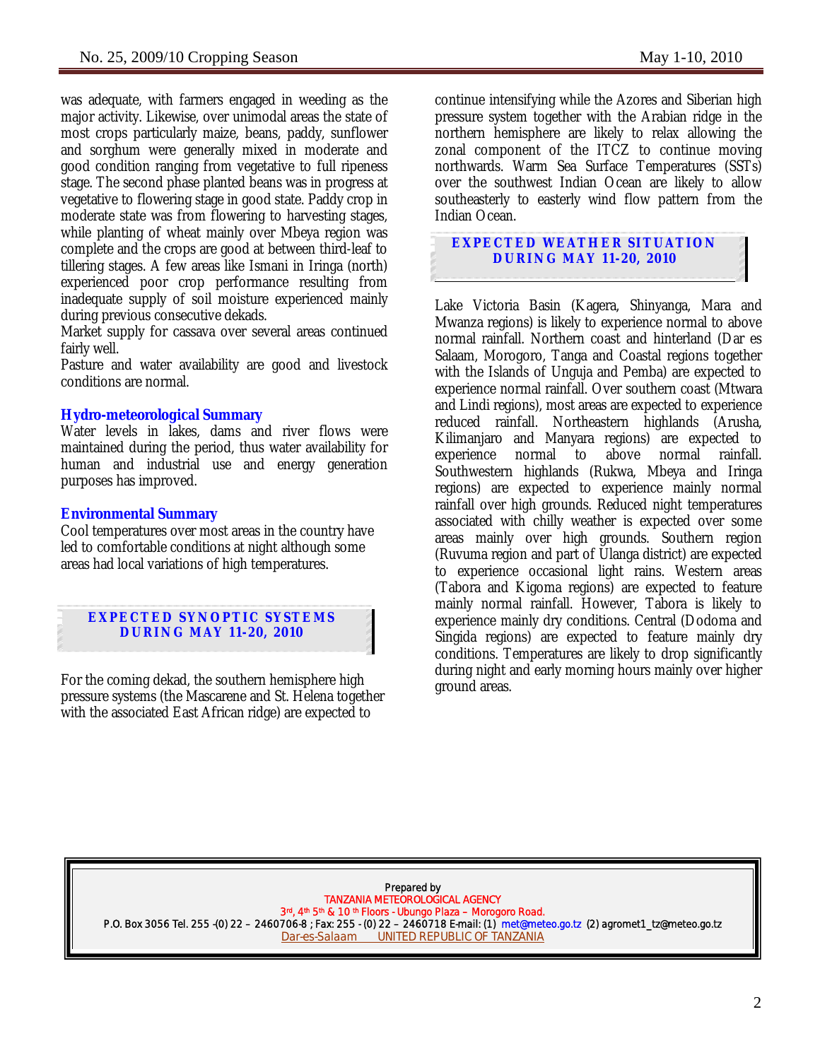was adequate, with farmers engaged in weeding as the major activity. Likewise, over unimodal areas the state of most crops particularly maize, beans, paddy, sunflower and sorghum were generally mixed in moderate and good condition ranging from vegetative to full ripeness stage. The second phase planted beans was in progress at vegetative to flowering stage in good state. Paddy crop in moderate state was from flowering to harvesting stages, while planting of wheat mainly over Mbeya region was complete and the crops are good at between third-leaf to tillering stages. A few areas like Ismani in Iringa (north) experienced poor crop performance resulting from inadequate supply of soil moisture experienced mainly during previous consecutive dekads.
Market supply for cassava over several areas continued fairly well.
Pasture and water availability are good and livestock conditions are normal.

### Hydro-meteorological Summary

Water levels in lakes, dams and river flows were maintained during the period, thus water availability for human and industrial use and energy generation purposes has improved.

### Environmental Summary

Cool temperatures over most areas in the country have led to comfortable conditions at night although some areas had local variations of high temperatures.

## EXPECTED SYNOPTIC SYSTEMS DURING MAY 11-20, 2010

For the coming dekad, the southern hemisphere high pressure systems (the Mascarene and St. Helena together with the associated East African ridge) are expected to continue intensifying while the Azores and Siberian high pressure system together with the Arabian ridge in the northern hemisphere are likely to relax allowing the zonal component of the ITCZ to continue moving northwards. Warm Sea Surface Temperatures (SSTs) over the southwest Indian Ocean are likely to allow southeasterly to easterly wind flow pattern from the Indian Ocean.

## EXPECTED WEATHER SITUATION DURING MAY 11-20, 2010

Lake Victoria Basin (Kagera, Shinyanga, Mara and Mwanza regions) is likely to experience normal to above normal rainfall. Northern coast and hinterland (Dar es Salaam, Morogoro, Tanga and Coastal regions together with the Islands of Unguja and Pemba) are expected to experience normal rainfall. Over southern coast (Mtwara and Lindi regions), most areas are expected to experience reduced rainfall. Northeastern highlands (Arusha, Kilimanjaro and Manyara regions) are expected to experience normal to above normal rainfall. Southwestern highlands (Rukwa, Mbeya and Iringa regions) are expected to experience mainly normal rainfall over high grounds. Reduced night temperatures associated with chilly weather is expected over some areas mainly over high grounds. Southern region (Ruvuma region and part of Ulanga district) are expected to experience occasional light rains. Western areas (Tabora and Kigoma regions) are expected to feature mainly normal rainfall. However, Tabora is likely to experience mainly dry conditions. Central (Dodoma and Singida regions) are expected to feature mainly dry conditions. Temperatures are likely to drop significantly during night and early morning hours mainly over higher ground areas.

Prepared by
TANZANIA METEOROLOGICAL AGENCY
3rd, 4th 5th & 10 th Floors - Ubungo Plaza – Morogoro Road.
P.O. Box 3056 Tel. 255 -(0) 22 – 2460706-8 ; Fax: 255 - (0) 22 – 2460718 E-mail: (1) met@meteo.go.tz (2) agromet1_tz@meteo.go.tz
Dar-es-Salaam UNITED REPUBLIC OF TANZANIA